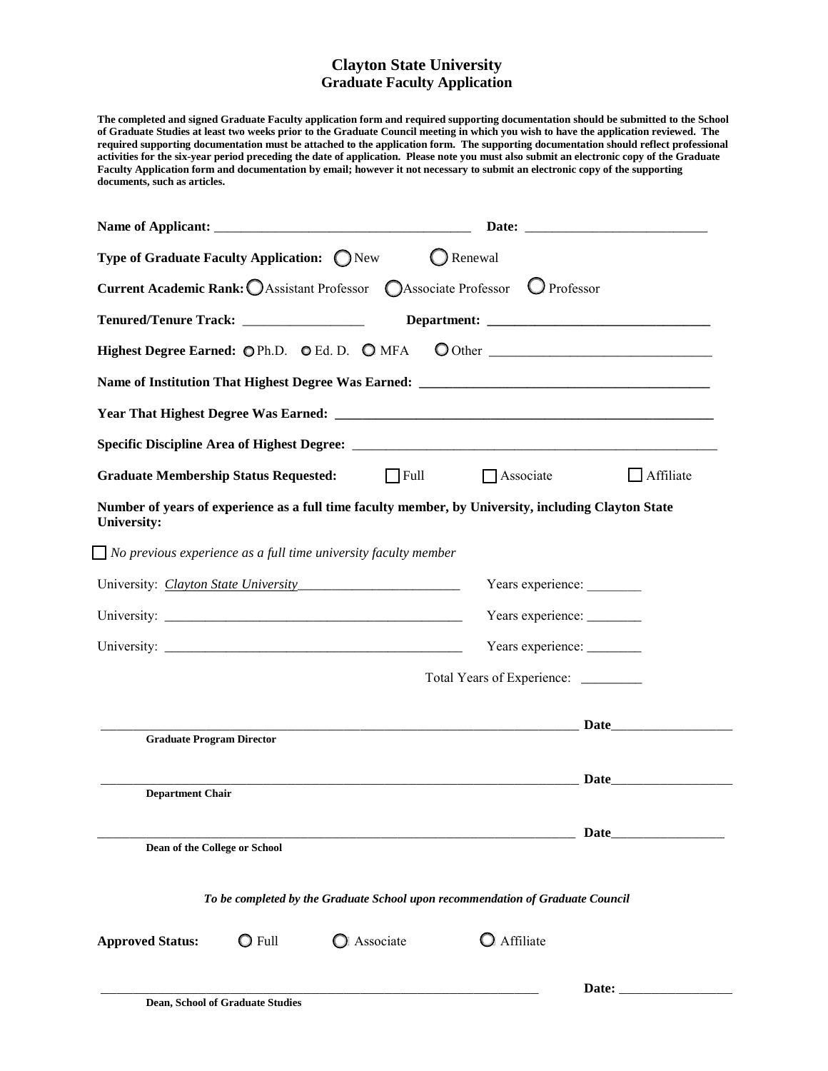# Clayton State University
## Graduate Faculty Application

**The completed and signed Graduate Faculty application form and required supporting documentation should be submitted to the School of Graduate Studies at least two weeks prior to the Graduate Council meeting in which you wish to have the application reviewed. The required supporting documentation must be attached to the application form. The supporting documentation should reflect professional activities for the six-year period preceding the date of application. Please note you must also submit an electronic copy of the Graduate Faculty Application form and documentation by email; however it not necessary to submit an electronic copy of the supporting documents, such as articles.**

**Name of Applicant:** ______________________________________ **Date:** ___________________________

**Type of Graduate Faculty Application:** ◯ New ◯ Renewal

**Current Academic Rank:** ◯ Assistant Professor ◯ Associate Professor ◯ Professor

**Tenured/Tenure Track:** _________________ **Department:** ________________________________

**Highest Degree Earned:** ◯ Ph.D. ◯ Ed. D. ◯ MFA ◯ Other ________________________________

**Name of Institution That Highest Degree Was Earned:** __________________________________________

**Year That Highest Degree Was Earned:** ________________________________________________________

**Specific Discipline Area of Highest Degree:** ____________________________________________________

**Graduate Membership Status Requested:** ☐ Full ☐ Associate ☐ Affiliate

**Number of years of experience as a full time faculty member, by University, including Clayton State University:**

☐ *No previous experience as a full time university faculty member*

University: *Clayton State University*________________________ Years experience: ________

University: ____________________________________________ Years experience: ________

University: ____________________________________________ Years experience: ________

Total Years of Experience: _________

______________________________________________________________________ **Date**__________________
**Graduate Program Director**

______________________________________________________________________ **Date**__________________
**Department Chair**

______________________________________________________________________ **Date**_________________
**Dean of the College or School**

***To be completed by the Graduate School upon recommendation of Graduate Council***

**Approved Status:** ◯ Full ◯ Associate ◯ Affiliate

_________________________________________________________________ **Date:** _________________
**Dean, School of Graduate Studies**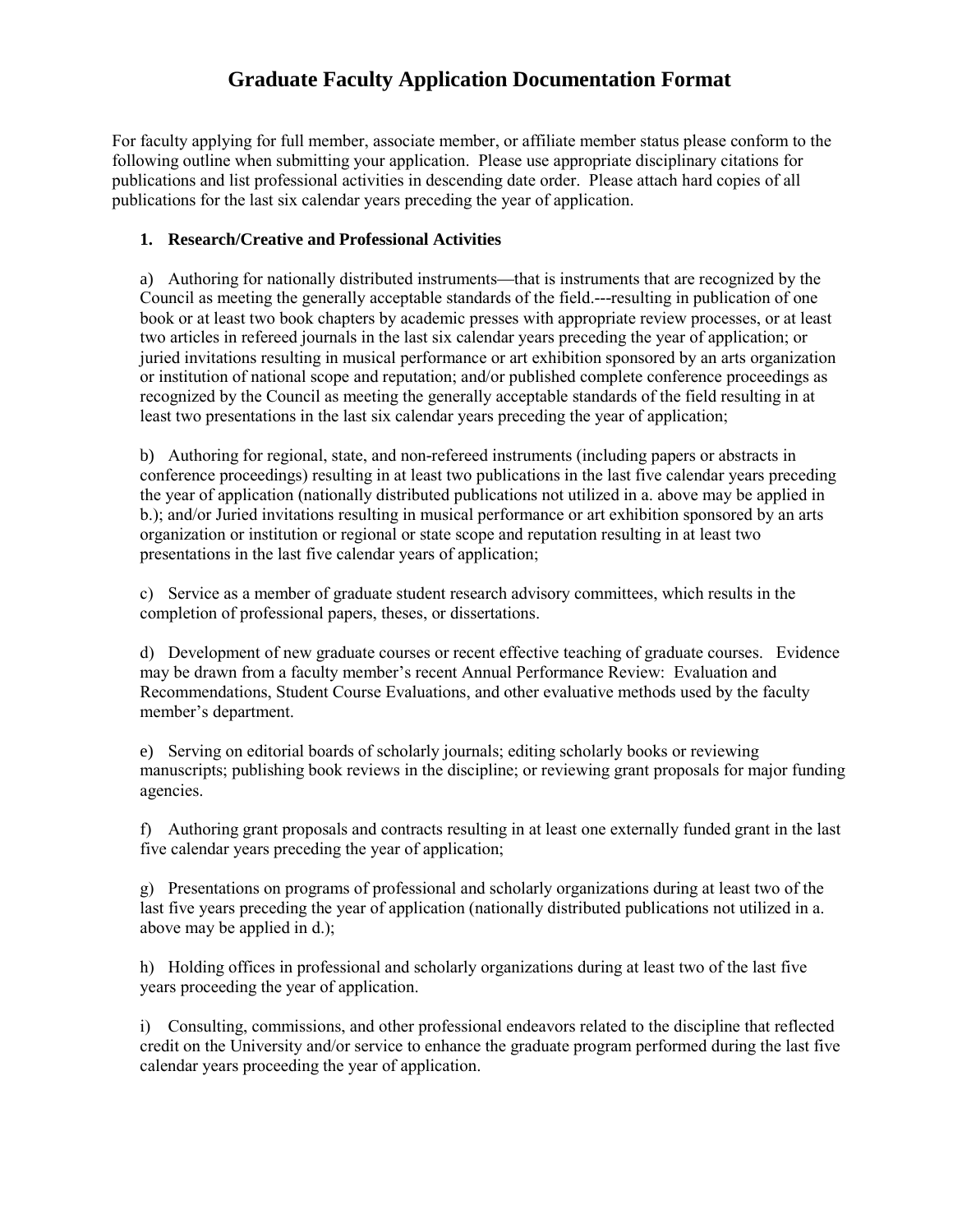# Graduate Faculty Application Documentation Format

For faculty applying for full member, associate member, or affiliate member status please conform to the following outline when submitting your application. Please use appropriate disciplinary citations for publications and list professional activities in descending date order. Please attach hard copies of all publications for the last six calendar years preceding the year of application.

**1. Research/Creative and Professional Activities**

a) Authoring for nationally distributed instruments—that is instruments that are recognized by the Council as meeting the generally acceptable standards of the field.---resulting in publication of one book or at least two book chapters by academic presses with appropriate review processes, or at least two articles in refereed journals in the last six calendar years preceding the year of application; or juried invitations resulting in musical performance or art exhibition sponsored by an arts organization or institution of national scope and reputation; and/or published complete conference proceedings as recognized by the Council as meeting the generally acceptable standards of the field resulting in at least two presentations in the last six calendar years preceding the year of application;

b) Authoring for regional, state, and non-refereed instruments (including papers or abstracts in conference proceedings) resulting in at least two publications in the last five calendar years preceding the year of application (nationally distributed publications not utilized in a. above may be applied in b.); and/or Juried invitations resulting in musical performance or art exhibition sponsored by an arts organization or institution or regional or state scope and reputation resulting in at least two presentations in the last five calendar years of application;

c) Service as a member of graduate student research advisory committees, which results in the completion of professional papers, theses, or dissertations.

d) Development of new graduate courses or recent effective teaching of graduate courses. Evidence may be drawn from a faculty member's recent Annual Performance Review: Evaluation and Recommendations, Student Course Evaluations, and other evaluative methods used by the faculty member's department.

e) Serving on editorial boards of scholarly journals; editing scholarly books or reviewing manuscripts; publishing book reviews in the discipline; or reviewing grant proposals for major funding agencies.

f) Authoring grant proposals and contracts resulting in at least one externally funded grant in the last five calendar years preceding the year of application;

g) Presentations on programs of professional and scholarly organizations during at least two of the last five years preceding the year of application (nationally distributed publications not utilized in a. above may be applied in d.);

h) Holding offices in professional and scholarly organizations during at least two of the last five years proceeding the year of application.

i) Consulting, commissions, and other professional endeavors related to the discipline that reflected credit on the University and/or service to enhance the graduate program performed during the last five calendar years proceeding the year of application.